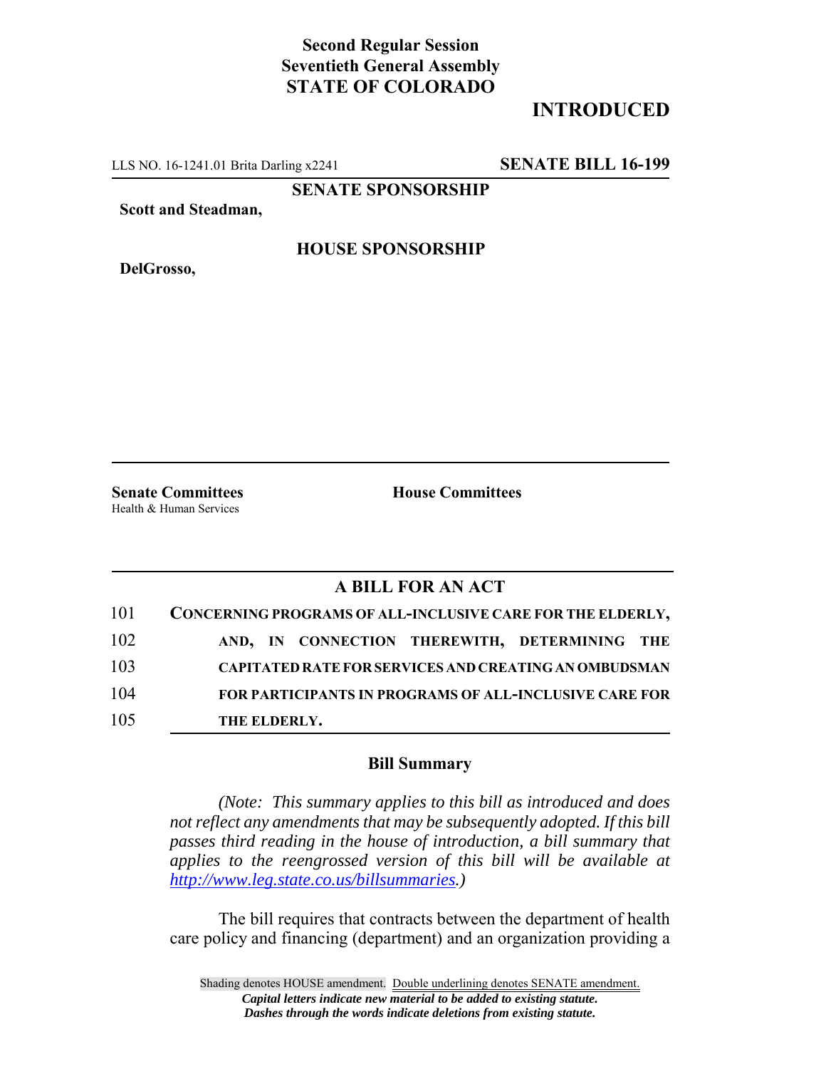**Second Regular Session**
**Seventieth General Assembly**
**STATE OF COLORADO**

# INTRODUCED

LLS NO. 16-1241.01 Brita Darling x2241 **SENATE BILL 16-199**

**SENATE SPONSORSHIP**

**Scott and Steadman,**

**HOUSE SPONSORSHIP**

**DelGrosso,**

**Senate Committees**
Health & Human Services

**House Committees**

## A BILL FOR AN ACT

101 **CONCERNING PROGRAMS OF ALL-INCLUSIVE CARE FOR THE ELDERLY,**
102 **AND, IN CONNECTION THEREWITH, DETERMINING THE**
103 **CAPITATED RATE FOR SERVICES AND CREATING AN OMBUDSMAN**
104 **FOR PARTICIPANTS IN PROGRAMS OF ALL-INCLUSIVE CARE FOR**
105 **THE ELDERLY.**

### Bill Summary

*(Note: This summary applies to this bill as introduced and does not reflect any amendments that may be subsequently adopted. If this bill passes third reading in the house of introduction, a bill summary that applies to the reengrossed version of this bill will be available at http://www.leg.state.co.us/billsummaries.)*

The bill requires that contracts between the department of health care policy and financing (department) and an organization providing a

Shading denotes HOUSE amendment. Double underlining denotes SENATE amendment.
*Capital letters indicate new material to be added to existing statute.*
*Dashes through the words indicate deletions from existing statute.*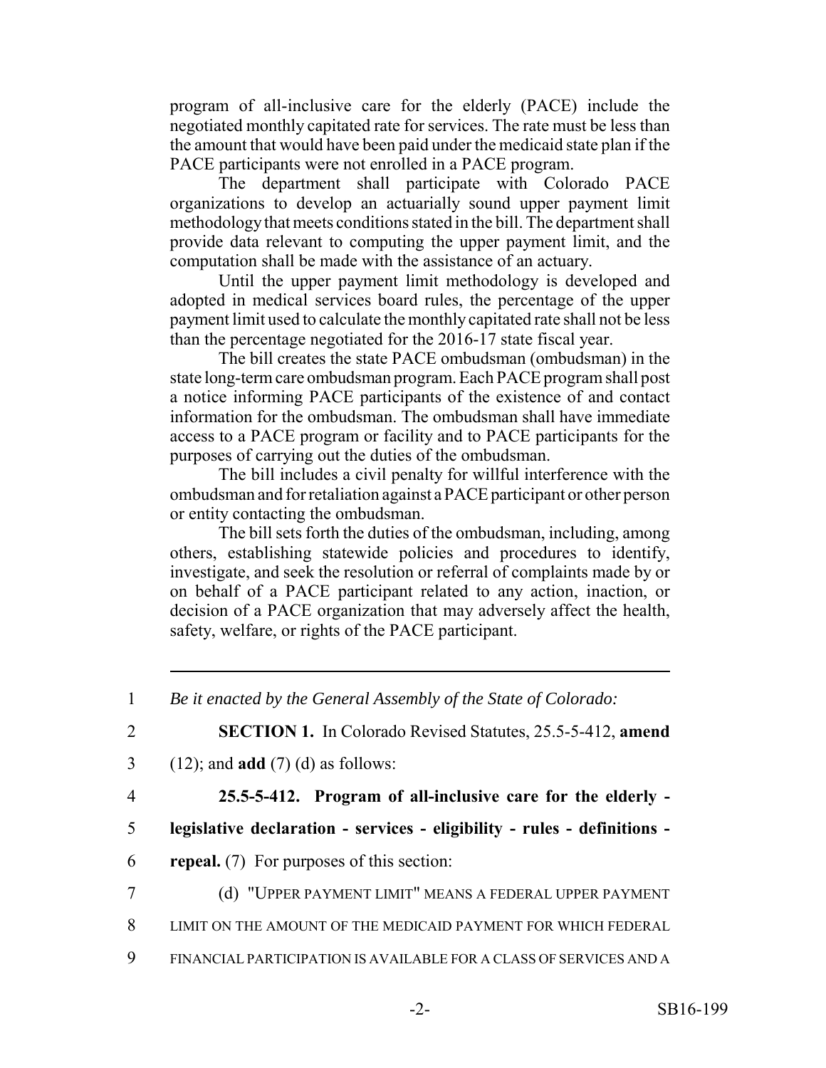program of all-inclusive care for the elderly (PACE) include the negotiated monthly capitated rate for services. The rate must be less than the amount that would have been paid under the medicaid state plan if the PACE participants were not enrolled in a PACE program.

The department shall participate with Colorado PACE organizations to develop an actuarially sound upper payment limit methodology that meets conditions stated in the bill. The department shall provide data relevant to computing the upper payment limit, and the computation shall be made with the assistance of an actuary.

Until the upper payment limit methodology is developed and adopted in medical services board rules, the percentage of the upper payment limit used to calculate the monthly capitated rate shall not be less than the percentage negotiated for the 2016-17 state fiscal year.

The bill creates the state PACE ombudsman (ombudsman) in the state long-term care ombudsman program. Each PACE program shall post a notice informing PACE participants of the existence of and contact information for the ombudsman. The ombudsman shall have immediate access to a PACE program or facility and to PACE participants for the purposes of carrying out the duties of the ombudsman.

The bill includes a civil penalty for willful interference with the ombudsman and for retaliation against a PACE participant or other person or entity contacting the ombudsman.

The bill sets forth the duties of the ombudsman, including, among others, establishing statewide policies and procedures to identify, investigate, and seek the resolution or referral of complaints made by or on behalf of a PACE participant related to any action, inaction, or decision of a PACE organization that may adversely affect the health, safety, welfare, or rights of the PACE participant.

---

1 *Be it enacted by the General Assembly of the State of Colorado:*

2 **SECTION 1.** In Colorado Revised Statutes, 25.5-5-412, **amend**

3 (12); and **add** (7) (d) as follows:

4 **25.5-5-412. Program of all-inclusive care for the elderly -**

5 **legislative declaration - services - eligibility - rules - definitions -**

6 **repeal.** (7) For purposes of this section:

7 (d) "UPPER PAYMENT LIMIT" MEANS A FEDERAL UPPER PAYMENT

8 LIMIT ON THE AMOUNT OF THE MEDICAID PAYMENT FOR WHICH FEDERAL

9 FINANCIAL PARTICIPATION IS AVAILABLE FOR A CLASS OF SERVICES AND A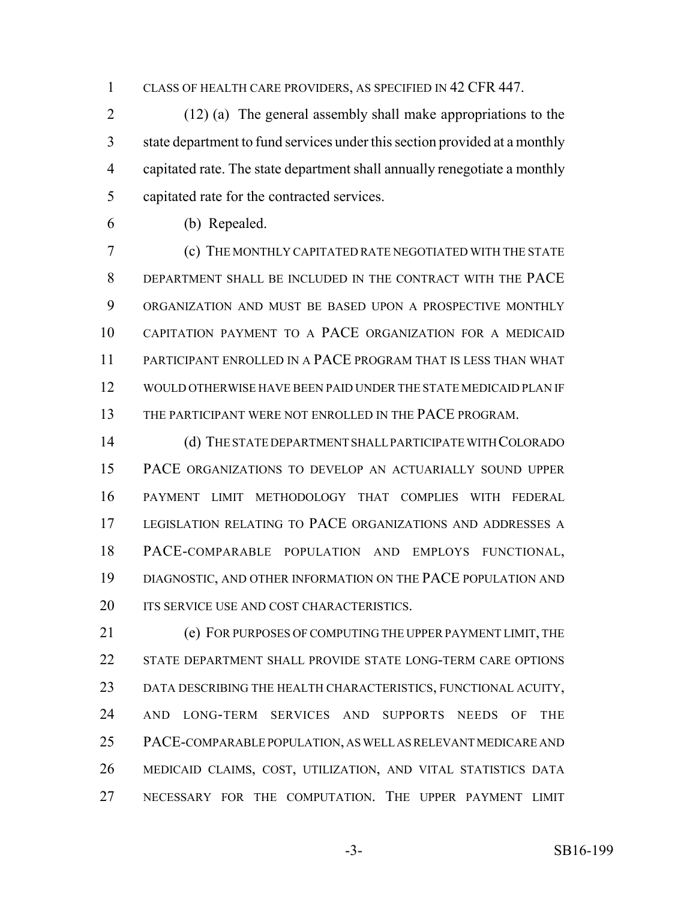CLASS OF HEALTH CARE PROVIDERS, AS SPECIFIED IN 42 CFR 447.

(12) (a) The general assembly shall make appropriations to the state department to fund services under this section provided at a monthly capitated rate. The state department shall annually renegotiate a monthly capitated rate for the contracted services.

(b) Repealed.

(c) THE MONTHLY CAPITATED RATE NEGOTIATED WITH THE STATE DEPARTMENT SHALL BE INCLUDED IN THE CONTRACT WITH THE PACE ORGANIZATION AND MUST BE BASED UPON A PROSPECTIVE MONTHLY CAPITATION PAYMENT TO A PACE ORGANIZATION FOR A MEDICAID PARTICIPANT ENROLLED IN A PACE PROGRAM THAT IS LESS THAN WHAT WOULD OTHERWISE HAVE BEEN PAID UNDER THE STATE MEDICAID PLAN IF THE PARTICIPANT WERE NOT ENROLLED IN THE PACE PROGRAM.

(d) THE STATE DEPARTMENT SHALL PARTICIPATE WITH COLORADO PACE ORGANIZATIONS TO DEVELOP AN ACTUARIALLY SOUND UPPER PAYMENT LIMIT METHODOLOGY THAT COMPLIES WITH FEDERAL LEGISLATION RELATING TO PACE ORGANIZATIONS AND ADDRESSES A PACE-COMPARABLE POPULATION AND EMPLOYS FUNCTIONAL, DIAGNOSTIC, AND OTHER INFORMATION ON THE PACE POPULATION AND ITS SERVICE USE AND COST CHARACTERISTICS.

(e) FOR PURPOSES OF COMPUTING THE UPPER PAYMENT LIMIT, THE STATE DEPARTMENT SHALL PROVIDE STATE LONG-TERM CARE OPTIONS DATA DESCRIBING THE HEALTH CHARACTERISTICS, FUNCTIONAL ACUITY, AND LONG-TERM SERVICES AND SUPPORTS NEEDS OF THE PACE-COMPARABLE POPULATION, AS WELL AS RELEVANT MEDICARE AND MEDICAID CLAIMS, COST, UTILIZATION, AND VITAL STATISTICS DATA NECESSARY FOR THE COMPUTATION. THE UPPER PAYMENT LIMIT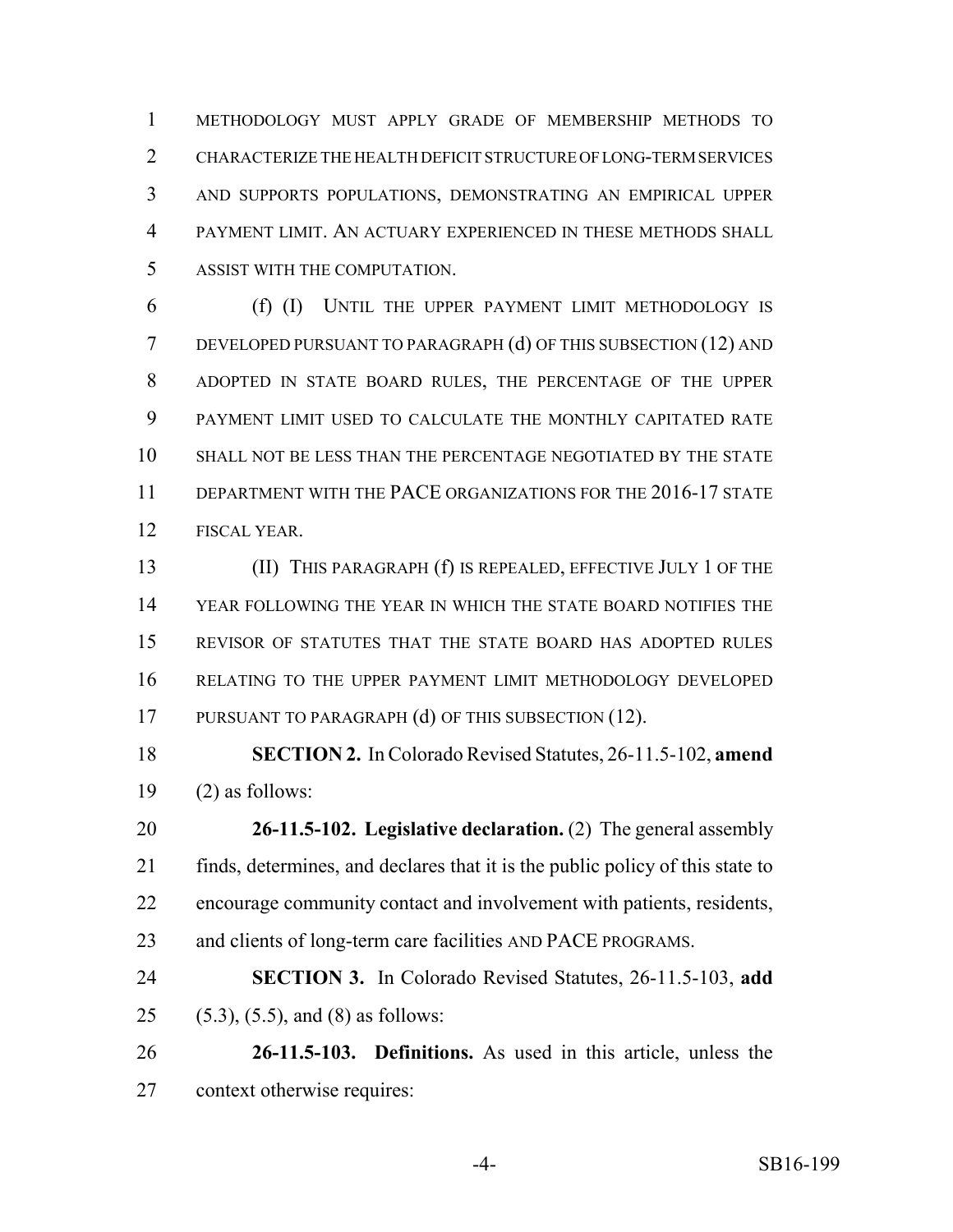METHODOLOGY MUST APPLY GRADE OF MEMBERSHIP METHODS TO CHARACTERIZE THE HEALTH DEFICIT STRUCTURE OF LONG-TERM SERVICES AND SUPPORTS POPULATIONS, DEMONSTRATING AN EMPIRICAL UPPER PAYMENT LIMIT. AN ACTUARY EXPERIENCED IN THESE METHODS SHALL ASSIST WITH THE COMPUTATION.

(f) (I) UNTIL THE UPPER PAYMENT LIMIT METHODOLOGY IS DEVELOPED PURSUANT TO PARAGRAPH (d) OF THIS SUBSECTION (12) AND ADOPTED IN STATE BOARD RULES, THE PERCENTAGE OF THE UPPER PAYMENT LIMIT USED TO CALCULATE THE MONTHLY CAPITATED RATE SHALL NOT BE LESS THAN THE PERCENTAGE NEGOTIATED BY THE STATE DEPARTMENT WITH THE PACE ORGANIZATIONS FOR THE 2016-17 STATE FISCAL YEAR.

(II) THIS PARAGRAPH (f) IS REPEALED, EFFECTIVE JULY 1 OF THE YEAR FOLLOWING THE YEAR IN WHICH THE STATE BOARD NOTIFIES THE REVISOR OF STATUTES THAT THE STATE BOARD HAS ADOPTED RULES RELATING TO THE UPPER PAYMENT LIMIT METHODOLOGY DEVELOPED PURSUANT TO PARAGRAPH (d) OF THIS SUBSECTION (12).

**SECTION 2.** In Colorado Revised Statutes, 26-11.5-102, **amend** (2) as follows:

**26-11.5-102. Legislative declaration.** (2) The general assembly finds, determines, and declares that it is the public policy of this state to encourage community contact and involvement with patients, residents, and clients of long-term care facilities AND PACE PROGRAMS.

**SECTION 3.** In Colorado Revised Statutes, 26-11.5-103, **add** (5.3), (5.5), and (8) as follows:

**26-11.5-103. Definitions.** As used in this article, unless the context otherwise requires: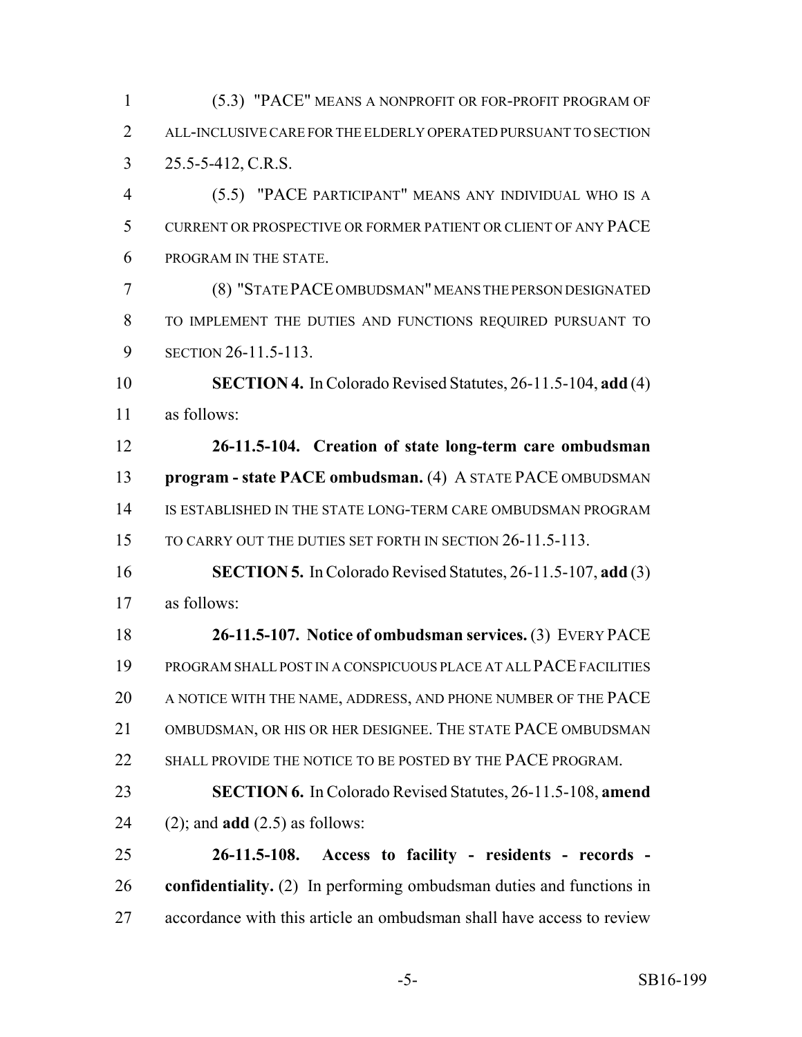(5.3) "PACE" MEANS A NONPROFIT OR FOR-PROFIT PROGRAM OF ALL-INCLUSIVE CARE FOR THE ELDERLY OPERATED PURSUANT TO SECTION 25.5-5-412, C.R.S.

(5.5) "PACE PARTICIPANT" MEANS ANY INDIVIDUAL WHO IS A CURRENT OR PROSPECTIVE OR FORMER PATIENT OR CLIENT OF ANY PACE PROGRAM IN THE STATE.

(8) "STATE PACE OMBUDSMAN" MEANS THE PERSON DESIGNATED TO IMPLEMENT THE DUTIES AND FUNCTIONS REQUIRED PURSUANT TO SECTION 26-11.5-113.

**SECTION 4.** In Colorado Revised Statutes, 26-11.5-104, **add** (4) as follows:

**26-11.5-104. Creation of state long-term care ombudsman program - state PACE ombudsman.** (4) A STATE PACE OMBUDSMAN IS ESTABLISHED IN THE STATE LONG-TERM CARE OMBUDSMAN PROGRAM TO CARRY OUT THE DUTIES SET FORTH IN SECTION 26-11.5-113.

**SECTION 5.** In Colorado Revised Statutes, 26-11.5-107, **add** (3) as follows:

**26-11.5-107. Notice of ombudsman services.** (3) EVERY PACE PROGRAM SHALL POST IN A CONSPICUOUS PLACE AT ALL PACE FACILITIES A NOTICE WITH THE NAME, ADDRESS, AND PHONE NUMBER OF THE PACE OMBUDSMAN, OR HIS OR HER DESIGNEE. THE STATE PACE OMBUDSMAN SHALL PROVIDE THE NOTICE TO BE POSTED BY THE PACE PROGRAM.

**SECTION 6.** In Colorado Revised Statutes, 26-11.5-108, **amend** (2); and **add** (2.5) as follows:

**26-11.5-108. Access to facility - residents - records - confidentiality.** (2) In performing ombudsman duties and functions in accordance with this article an ombudsman shall have access to review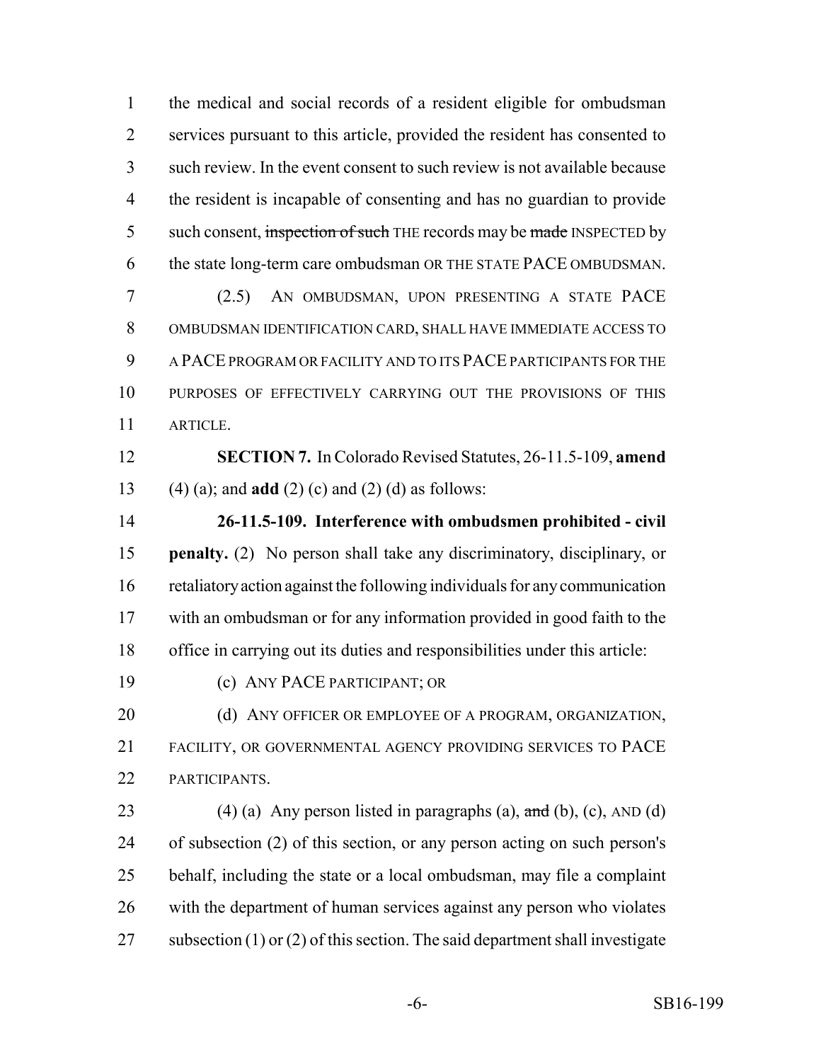the medical and social records of a resident eligible for ombudsman services pursuant to this article, provided the resident has consented to such review. In the event consent to such review is not available because the resident is incapable of consenting and has no guardian to provide such consent, ~~inspection of such~~ THE records may be ~~made~~ INSPECTED by the state long-term care ombudsman OR THE STATE PACE OMBUDSMAN.

(2.5) AN OMBUDSMAN, UPON PRESENTING A STATE PACE OMBUDSMAN IDENTIFICATION CARD, SHALL HAVE IMMEDIATE ACCESS TO A PACE PROGRAM OR FACILITY AND TO ITS PACE PARTICIPANTS FOR THE PURPOSES OF EFFECTIVELY CARRYING OUT THE PROVISIONS OF THIS ARTICLE.

**SECTION 7.** In Colorado Revised Statutes, 26-11.5-109, **amend** (4) (a); and **add** (2) (c) and (2) (d) as follows:

**26-11.5-109. Interference with ombudsmen prohibited - civil penalty.** (2) No person shall take any discriminatory, disciplinary, or retaliatory action against the following individuals for any communication with an ombudsman or for any information provided in good faith to the office in carrying out its duties and responsibilities under this article:

(c) ANY PACE PARTICIPANT; OR

(d) ANY OFFICER OR EMPLOYEE OF A PROGRAM, ORGANIZATION, FACILITY, OR GOVERNMENTAL AGENCY PROVIDING SERVICES TO PACE PARTICIPANTS.

(4) (a) Any person listed in paragraphs (a), ~~and~~ (b), (c), AND (d) of subsection (2) of this section, or any person acting on such person's behalf, including the state or a local ombudsman, may file a complaint with the department of human services against any person who violates subsection (1) or (2) of this section. The said department shall investigate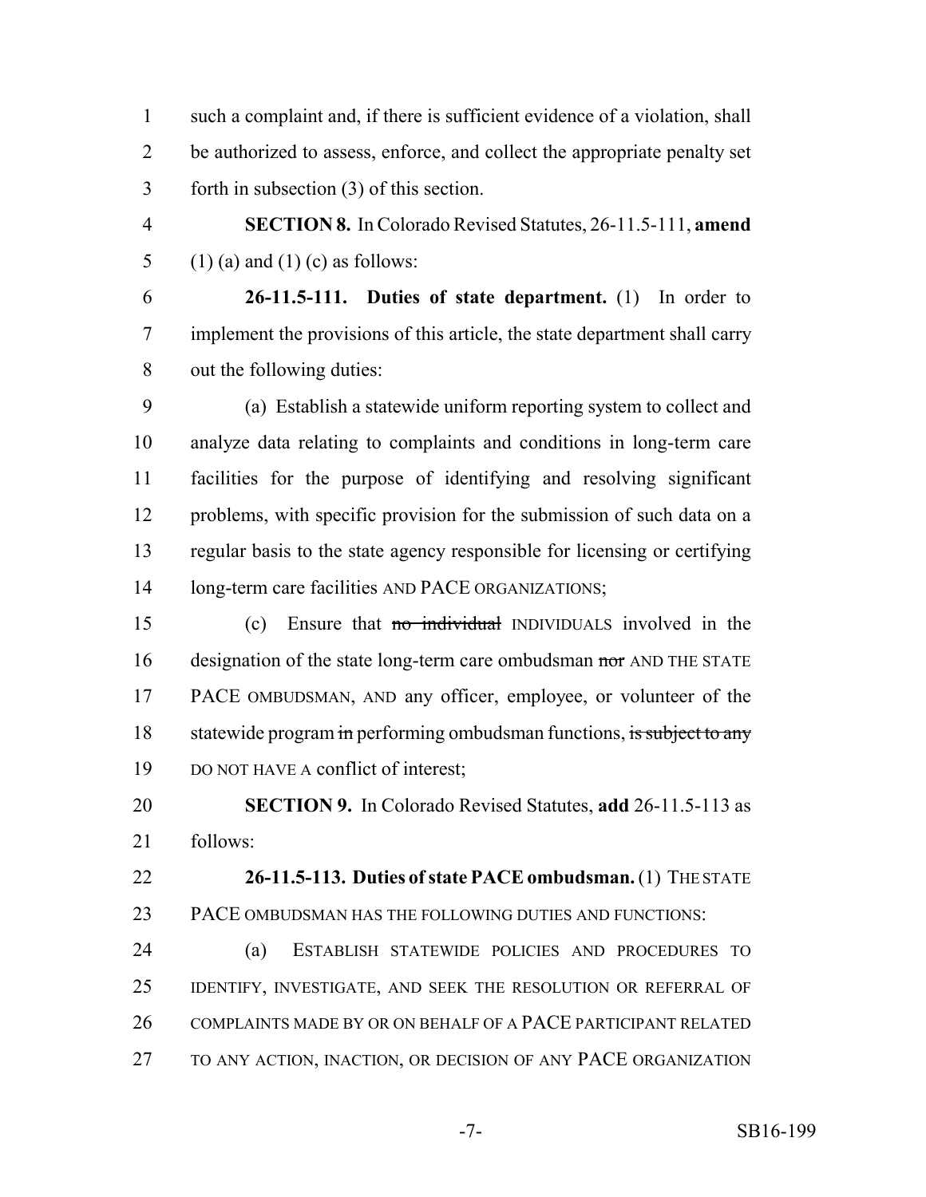such a complaint and, if there is sufficient evidence of a violation, shall be authorized to assess, enforce, and collect the appropriate penalty set forth in subsection (3) of this section.

**SECTION 8.** In Colorado Revised Statutes, 26-11.5-111, **amend** (1) (a) and (1) (c) as follows:

**26-11.5-111. Duties of state department.** (1) In order to implement the provisions of this article, the state department shall carry out the following duties:

(a) Establish a statewide uniform reporting system to collect and analyze data relating to complaints and conditions in long-term care facilities for the purpose of identifying and resolving significant problems, with specific provision for the submission of such data on a regular basis to the state agency responsible for licensing or certifying long-term care facilities AND PACE ORGANIZATIONS;

(c) Ensure that ~~no individual~~ INDIVIDUALS involved in the designation of the state long-term care ombudsman ~~nor~~ AND THE STATE PACE OMBUDSMAN, AND any officer, employee, or volunteer of the statewide program ~~in~~ performing ombudsman functions, ~~is subject to any~~ DO NOT HAVE A conflict of interest;

**SECTION 9.** In Colorado Revised Statutes, **add** 26-11.5-113 as follows:

**26-11.5-113. Duties of state PACE ombudsman.** (1) THE STATE PACE OMBUDSMAN HAS THE FOLLOWING DUTIES AND FUNCTIONS:

(a) ESTABLISH STATEWIDE POLICIES AND PROCEDURES TO IDENTIFY, INVESTIGATE, AND SEEK THE RESOLUTION OR REFERRAL OF COMPLAINTS MADE BY OR ON BEHALF OF A PACE PARTICIPANT RELATED TO ANY ACTION, INACTION, OR DECISION OF ANY PACE ORGANIZATION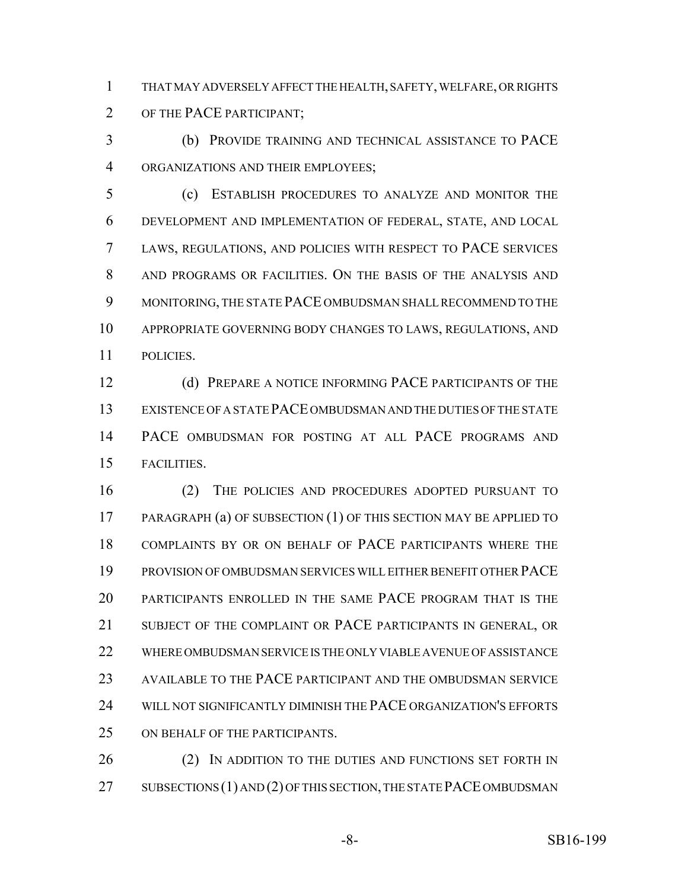THAT MAY ADVERSELY AFFECT THE HEALTH, SAFETY, WELFARE, OR RIGHTS OF THE PACE PARTICIPANT;

(b) PROVIDE TRAINING AND TECHNICAL ASSISTANCE TO PACE ORGANIZATIONS AND THEIR EMPLOYEES;

(c) ESTABLISH PROCEDURES TO ANALYZE AND MONITOR THE DEVELOPMENT AND IMPLEMENTATION OF FEDERAL, STATE, AND LOCAL LAWS, REGULATIONS, AND POLICIES WITH RESPECT TO PACE SERVICES AND PROGRAMS OR FACILITIES. ON THE BASIS OF THE ANALYSIS AND MONITORING, THE STATE PACE OMBUDSMAN SHALL RECOMMEND TO THE APPROPRIATE GOVERNING BODY CHANGES TO LAWS, REGULATIONS, AND POLICIES.

(d) PREPARE A NOTICE INFORMING PACE PARTICIPANTS OF THE EXISTENCE OF A STATE PACE OMBUDSMAN AND THE DUTIES OF THE STATE PACE OMBUDSMAN FOR POSTING AT ALL PACE PROGRAMS AND FACILITIES.

(2) THE POLICIES AND PROCEDURES ADOPTED PURSUANT TO PARAGRAPH (a) OF SUBSECTION (1) OF THIS SECTION MAY BE APPLIED TO COMPLAINTS BY OR ON BEHALF OF PACE PARTICIPANTS WHERE THE PROVISION OF OMBUDSMAN SERVICES WILL EITHER BENEFIT OTHER PACE PARTICIPANTS ENROLLED IN THE SAME PACE PROGRAM THAT IS THE SUBJECT OF THE COMPLAINT OR PACE PARTICIPANTS IN GENERAL, OR WHERE OMBUDSMAN SERVICE IS THE ONLY VIABLE AVENUE OF ASSISTANCE AVAILABLE TO THE PACE PARTICIPANT AND THE OMBUDSMAN SERVICE WILL NOT SIGNIFICANTLY DIMINISH THE PACE ORGANIZATION'S EFFORTS ON BEHALF OF THE PARTICIPANTS.

(2) IN ADDITION TO THE DUTIES AND FUNCTIONS SET FORTH IN SUBSECTIONS (1) AND (2) OF THIS SECTION, THE STATE PACE OMBUDSMAN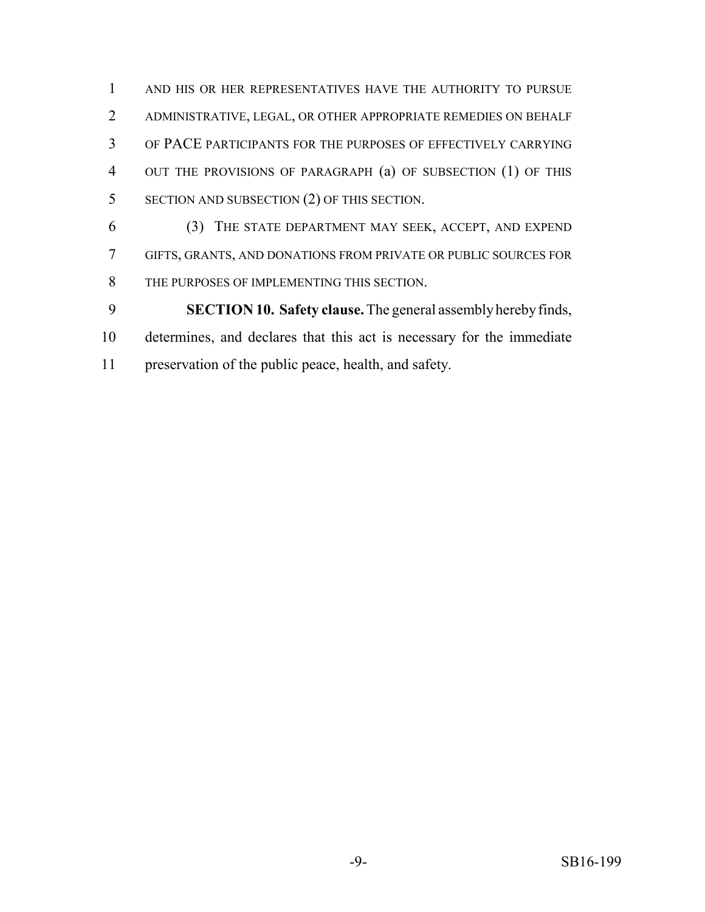AND HIS OR HER REPRESENTATIVES HAVE THE AUTHORITY TO PURSUE ADMINISTRATIVE, LEGAL, OR OTHER APPROPRIATE REMEDIES ON BEHALF OF PACE PARTICIPANTS FOR THE PURPOSES OF EFFECTIVELY CARRYING OUT THE PROVISIONS OF PARAGRAPH (a) OF SUBSECTION (1) OF THIS SECTION AND SUBSECTION (2) OF THIS SECTION.

(3) THE STATE DEPARTMENT MAY SEEK, ACCEPT, AND EXPEND GIFTS, GRANTS, AND DONATIONS FROM PRIVATE OR PUBLIC SOURCES FOR THE PURPOSES OF IMPLEMENTING THIS SECTION.

**SECTION 10. Safety clause.** The general assembly hereby finds, determines, and declares that this act is necessary for the immediate preservation of the public peace, health, and safety.